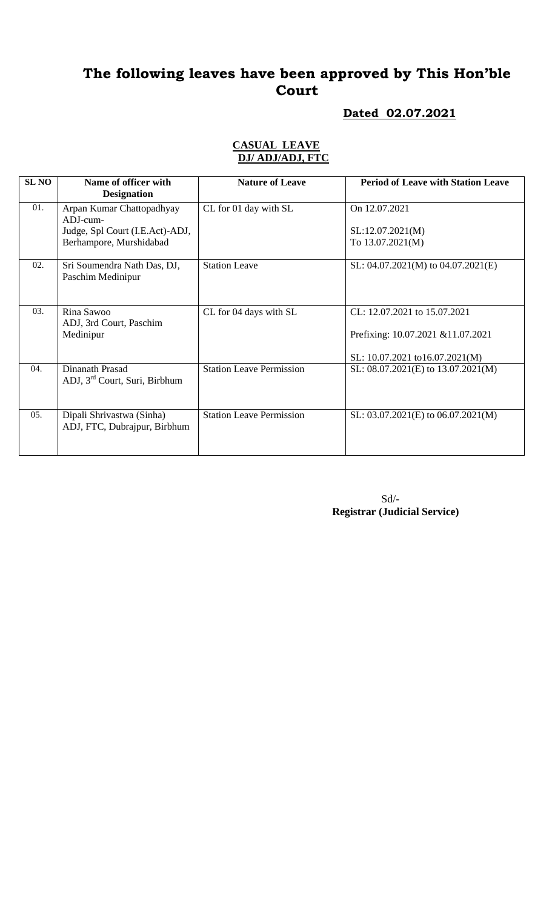# The following leaves have been approved by This Hon'ble Court

**Dated 02.07.2021**

**CASUAL LEAVE**
**DJ/ ADJ/ADJ, FTC**

| SL NO | Name of officer with Designation | Nature of Leave | Period of Leave with Station Leave |
|---|---|---|---|
| 01. | Arpan Kumar Chattopadhyay ADJ-cum-Judge, Spl Court (I.E.Act)-ADJ, Berhampore, Murshidabad | CL for 01 day with SL | On 12.07.2021<br><br>SL:12.07.2021(M) To 13.07.2021(M) |
| 02. | Sri Soumendra Nath Das, DJ, Paschim Medinipur | Station Leave | SL: 04.07.2021(M) to 04.07.2021(E) |
| 03. | Rina Sawoo ADJ, 3rd Court, Paschim Medinipur | CL for 04 days with SL | CL: 12.07.2021 to 15.07.2021<br><br>Prefixing: 10.07.2021 &11.07.2021<br><br>SL: 10.07.2021 to16.07.2021(M) |
| 04. | Dinanath Prasad ADJ, 3rd Court, Suri, Birbhum | Station Leave Permission | SL: 08.07.2021(E) to 13.07.2021(M) |
| 05. | Dipali Shrivastwa (Sinha) ADJ, FTC, Dubrajpur, Birbhum | Station Leave Permission | SL: 03.07.2021(E) to 06.07.2021(M) |

Sd/-
**Registrar (Judicial Service)**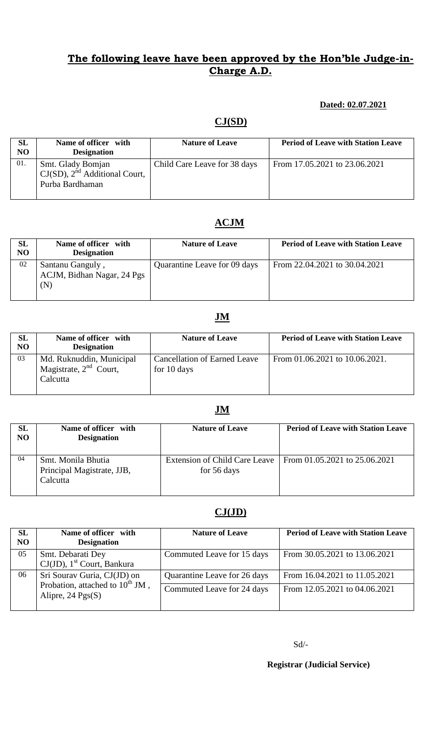## The following leave have been approved by the Hon'ble Judge-in-Charge A.D.

**Dated: 02.07.2021**

## CJ(SD)

| SL NO | Name of officer with Designation | Nature of Leave | Period of Leave with Station Leave |
|---|---|---|---|
| 01. | Smt. Glady Bomjan CJ(SD), 2nd Additional Court, Purba Bardhaman | Child Care Leave for 38 days | From 17.05.2021 to 23.06.2021 |

## ACJM

| SL NO | Name of officer with Designation | Nature of Leave | Period of Leave with Station Leave |
|---|---|---|---|
| 02 | Santanu Ganguly , ACJM, Bidhan Nagar, 24 Pgs (N) | Quarantine Leave for 09 days | From 22.04.2021 to 30.04.2021 |

## JM

| SL NO | Name of officer with Designation | Nature of Leave | Period of Leave with Station Leave |
|---|---|---|---|
| 03 | Md. Ruknuddin, Municipal Magistrate, 2nd Court, Calcutta | Cancellation of Earned Leave for 10 days | From 01.06.2021 to 10.06.2021. |

## JM

| SL NO | Name of officer with Designation | Nature of Leave | Period of Leave with Station Leave |
|---|---|---|---|
| 04 | Smt. Monila Bhutia Principal Magistrate, JJB, Calcutta | Extension of Child Care Leave for 56 days | From 01.05.2021 to 25.06.2021 |

## CJ(JD)

| SL NO | Name of officer with Designation | Nature of Leave | Period of Leave with Station Leave |
|---|---|---|---|
| 05 | Smt. Debarati Dey CJ(JD), 1st Court, Bankura | Commuted Leave for 15 days | From 30.05.2021 to 13.06.2021 |
| 06 | Sri Sourav Guria, CJ(JD) on Probation, attached to 10th JM , Alipre, 24 Pgs(S) | Quarantine Leave for 26 days | From 16.04.2021 to 11.05.2021 |
| | | Commuted Leave for 24 days | From 12.05.2021 to 04.06.2021 |

Sd/-

**Registrar (Judicial Service)**